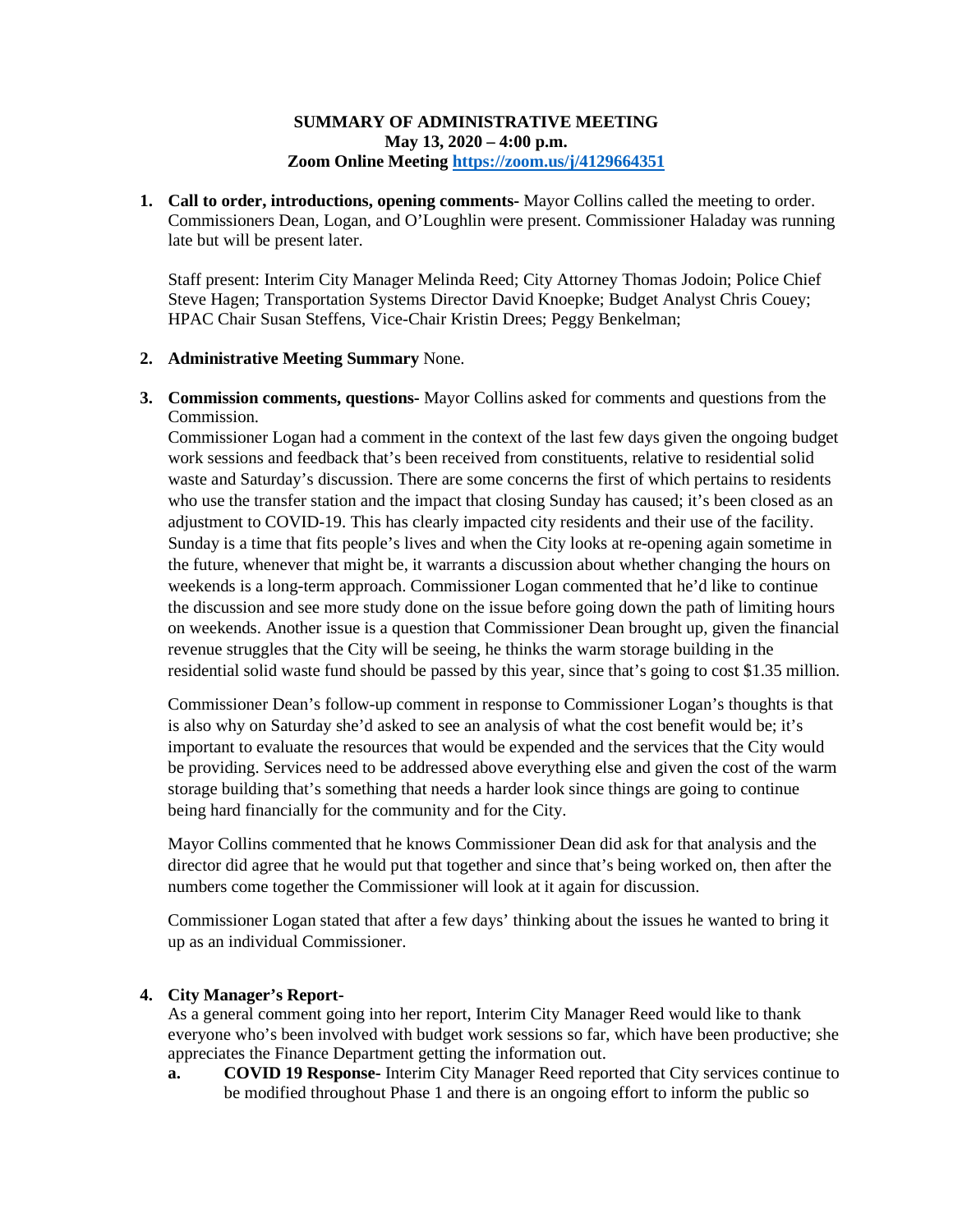**SUMMARY OF ADMINISTRATIVE MEETING**
**May 13, 2020 – 4:00 p.m.**
**Zoom Online Meeting https://zoom.us/j/4129664351**

1. **Call to order, introductions, opening comments-** Mayor Collins called the meeting to order. Commissioners Dean, Logan, and O'Loughlin were present. Commissioner Haladay was running late but will be present later.

   Staff present: Interim City Manager Melinda Reed; City Attorney Thomas Jodoin; Police Chief Steve Hagen; Transportation Systems Director David Knoepke; Budget Analyst Chris Couey; HPAC Chair Susan Steffens, Vice-Chair Kristin Drees; Peggy Benkelman;

2. **Administrative Meeting Summary** None.

3. **Commission comments, questions-** Mayor Collins asked for comments and questions from the Commission.

   Commissioner Logan had a comment in the context of the last few days given the ongoing budget work sessions and feedback that's been received from constituents, relative to residential solid waste and Saturday's discussion. There are some concerns the first of which pertains to residents who use the transfer station and the impact that closing Sunday has caused; it's been closed as an adjustment to COVID-19. This has clearly impacted city residents and their use of the facility. Sunday is a time that fits people's lives and when the City looks at re-opening again sometime in the future, whenever that might be, it warrants a discussion about whether changing the hours on weekends is a long-term approach. Commissioner Logan commented that he'd like to continue the discussion and see more study done on the issue before going down the path of limiting hours on weekends. Another issue is a question that Commissioner Dean brought up, given the financial revenue struggles that the City will be seeing, he thinks the warm storage building in the residential solid waste fund should be passed by this year, since that's going to cost $1.35 million.

   Commissioner Dean's follow-up comment in response to Commissioner Logan's thoughts is that is also why on Saturday she'd asked to see an analysis of what the cost benefit would be; it's important to evaluate the resources that would be expended and the services that the City would be providing. Services need to be addressed above everything else and given the cost of the warm storage building that's something that needs a harder look since things are going to continue being hard financially for the community and for the City.

   Mayor Collins commented that he knows Commissioner Dean did ask for that analysis and the director did agree that he would put that together and since that's being worked on, then after the numbers come together the Commissioner will look at it again for discussion.

   Commissioner Logan stated that after a few days' thinking about the issues he wanted to bring it up as an individual Commissioner.

4. **City Manager's Report-**

   As a general comment going into her report, Interim City Manager Reed would like to thank everyone who's been involved with budget work sessions so far, which have been productive; she appreciates the Finance Department getting the information out.

   a. **COVID 19 Response-** Interim City Manager Reed reported that City services continue to be modified throughout Phase 1 and there is an ongoing effort to inform the public so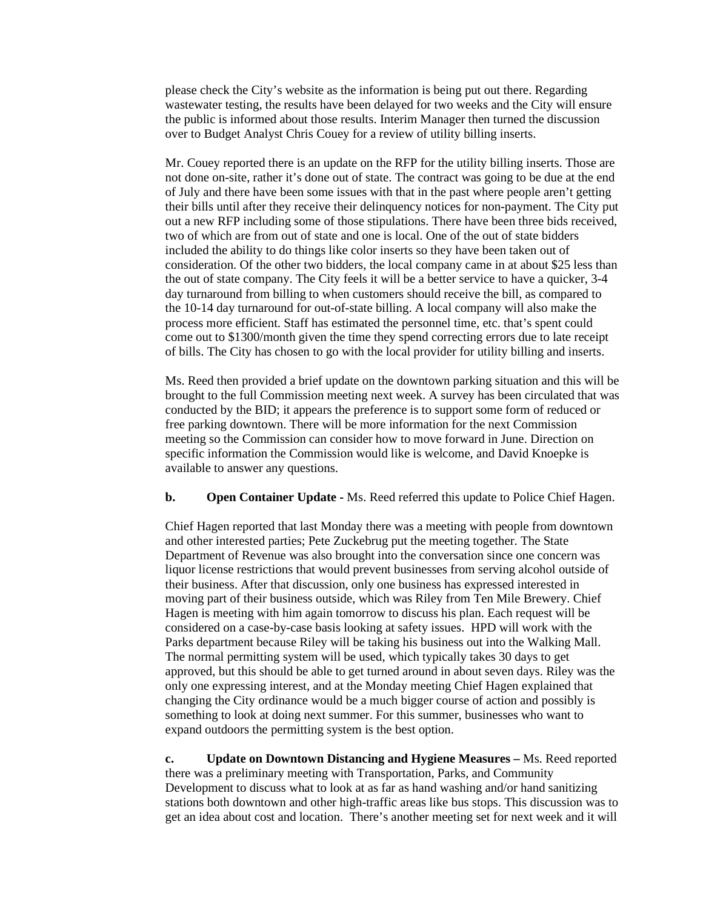please check the City's website as the information is being put out there. Regarding wastewater testing, the results have been delayed for two weeks and the City will ensure the public is informed about those results. Interim Manager then turned the discussion over to Budget Analyst Chris Couey for a review of utility billing inserts.

Mr. Couey reported there is an update on the RFP for the utility billing inserts. Those are not done on-site, rather it's done out of state. The contract was going to be due at the end of July and there have been some issues with that in the past where people aren't getting their bills until after they receive their delinquency notices for non-payment. The City put out a new RFP including some of those stipulations. There have been three bids received, two of which are from out of state and one is local. One of the out of state bidders included the ability to do things like color inserts so they have been taken out of consideration. Of the other two bidders, the local company came in at about $25 less than the out of state company. The City feels it will be a better service to have a quicker, 3-4 day turnaround from billing to when customers should receive the bill, as compared to the 10-14 day turnaround for out-of-state billing. A local company will also make the process more efficient. Staff has estimated the personnel time, etc. that's spent could come out to $1300/month given the time they spend correcting errors due to late receipt of bills. The City has chosen to go with the local provider for utility billing and inserts.

Ms. Reed then provided a brief update on the downtown parking situation and this will be brought to the full Commission meeting next week. A survey has been circulated that was conducted by the BID; it appears the preference is to support some form of reduced or free parking downtown. There will be more information for the next Commission meeting so the Commission can consider how to move forward in June. Direction on specific information the Commission would like is welcome, and David Knoepke is available to answer any questions.

**b. Open Container Update -** Ms. Reed referred this update to Police Chief Hagen.

Chief Hagen reported that last Monday there was a meeting with people from downtown and other interested parties; Pete Zuckebrug put the meeting together. The State Department of Revenue was also brought into the conversation since one concern was liquor license restrictions that would prevent businesses from serving alcohol outside of their business. After that discussion, only one business has expressed interested in moving part of their business outside, which was Riley from Ten Mile Brewery. Chief Hagen is meeting with him again tomorrow to discuss his plan. Each request will be considered on a case-by-case basis looking at safety issues. HPD will work with the Parks department because Riley will be taking his business out into the Walking Mall. The normal permitting system will be used, which typically takes 30 days to get approved, but this should be able to get turned around in about seven days. Riley was the only one expressing interest, and at the Monday meeting Chief Hagen explained that changing the City ordinance would be a much bigger course of action and possibly is something to look at doing next summer. For this summer, businesses who want to expand outdoors the permitting system is the best option.

**c. Update on Downtown Distancing and Hygiene Measures –** Ms. Reed reported there was a preliminary meeting with Transportation, Parks, and Community Development to discuss what to look at as far as hand washing and/or hand sanitizing stations both downtown and other high-traffic areas like bus stops. This discussion was to get an idea about cost and location. There's another meeting set for next week and it will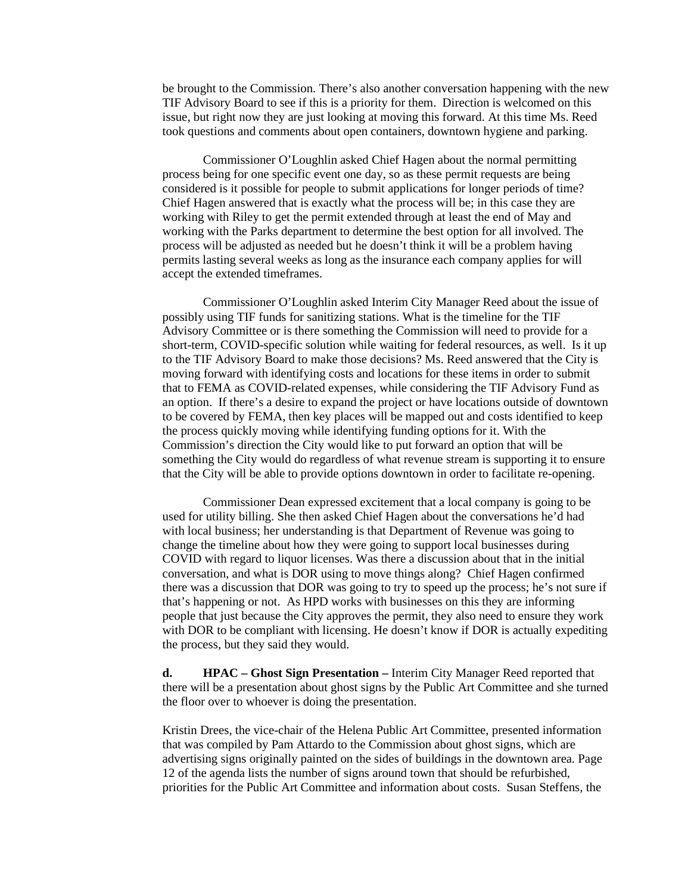be brought to the Commission. There's also another conversation happening with the new TIF Advisory Board to see if this is a priority for them. Direction is welcomed on this issue, but right now they are just looking at moving this forward. At this time Ms. Reed took questions and comments about open containers, downtown hygiene and parking.

Commissioner O'Loughlin asked Chief Hagen about the normal permitting process being for one specific event one day, so as these permit requests are being considered is it possible for people to submit applications for longer periods of time? Chief Hagen answered that is exactly what the process will be; in this case they are working with Riley to get the permit extended through at least the end of May and working with the Parks department to determine the best option for all involved. The process will be adjusted as needed but he doesn't think it will be a problem having permits lasting several weeks as long as the insurance each company applies for will accept the extended timeframes.

Commissioner O'Loughlin asked Interim City Manager Reed about the issue of possibly using TIF funds for sanitizing stations. What is the timeline for the TIF Advisory Committee or is there something the Commission will need to provide for a short-term, COVID-specific solution while waiting for federal resources, as well. Is it up to the TIF Advisory Board to make those decisions? Ms. Reed answered that the City is moving forward with identifying costs and locations for these items in order to submit that to FEMA as COVID-related expenses, while considering the TIF Advisory Fund as an option. If there's a desire to expand the project or have locations outside of downtown to be covered by FEMA, then key places will be mapped out and costs identified to keep the process quickly moving while identifying funding options for it. With the Commission's direction the City would like to put forward an option that will be something the City would do regardless of what revenue stream is supporting it to ensure that the City will be able to provide options downtown in order to facilitate re-opening.

Commissioner Dean expressed excitement that a local company is going to be used for utility billing. She then asked Chief Hagen about the conversations he'd had with local business; her understanding is that Department of Revenue was going to change the timeline about how they were going to support local businesses during COVID with regard to liquor licenses. Was there a discussion about that in the initial conversation, and what is DOR using to move things along? Chief Hagen confirmed there was a discussion that DOR was going to try to speed up the process; he's not sure if that's happening or not. As HPD works with businesses on this they are informing people that just because the City approves the permit, they also need to ensure they work with DOR to be compliant with licensing. He doesn't know if DOR is actually expediting the process, but they said they would.

**d. HPAC – Ghost Sign Presentation –** Interim City Manager Reed reported that there will be a presentation about ghost signs by the Public Art Committee and she turned the floor over to whoever is doing the presentation.

Kristin Drees, the vice-chair of the Helena Public Art Committee, presented information that was compiled by Pam Attardo to the Commission about ghost signs, which are advertising signs originally painted on the sides of buildings in the downtown area. Page 12 of the agenda lists the number of signs around town that should be refurbished, priorities for the Public Art Committee and information about costs. Susan Steffens, the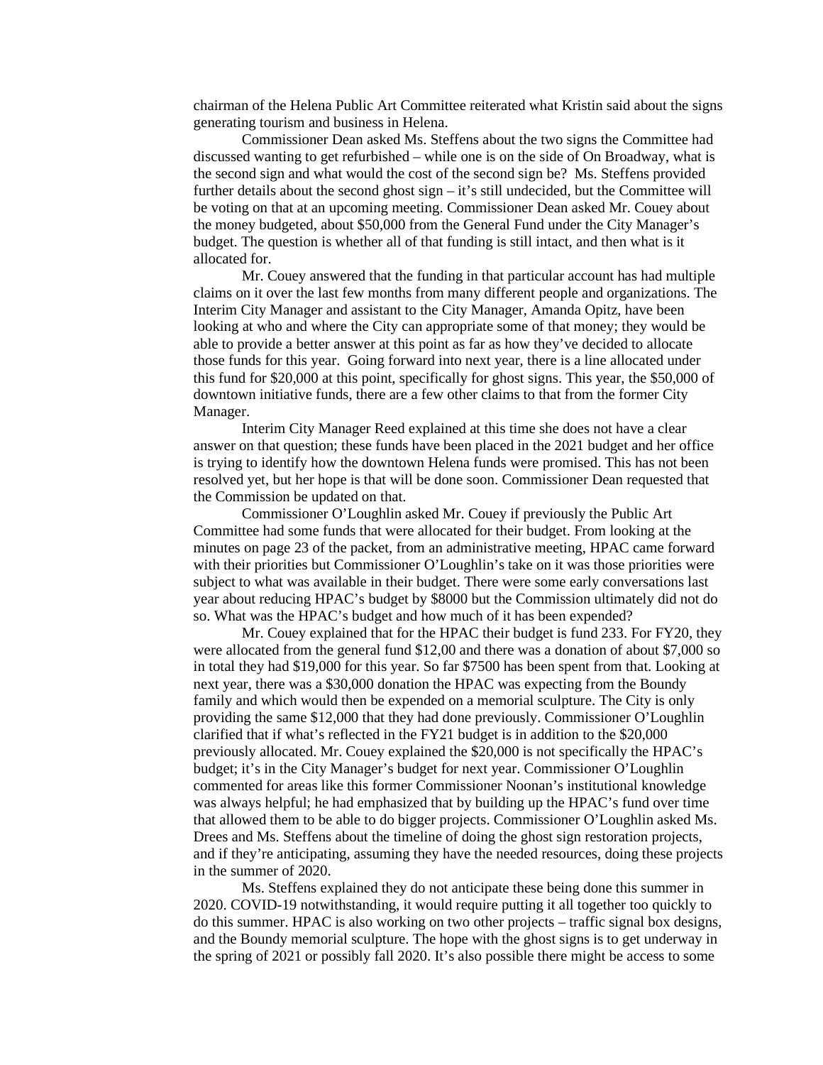chairman of the Helena Public Art Committee reiterated what Kristin said about the signs generating tourism and business in Helena.

Commissioner Dean asked Ms. Steffens about the two signs the Committee had discussed wanting to get refurbished – while one is on the side of On Broadway, what is the second sign and what would the cost of the second sign be? Ms. Steffens provided further details about the second ghost sign – it's still undecided, but the Committee will be voting on that at an upcoming meeting. Commissioner Dean asked Mr. Couey about the money budgeted, about $50,000 from the General Fund under the City Manager's budget. The question is whether all of that funding is still intact, and then what is it allocated for.

Mr. Couey answered that the funding in that particular account has had multiple claims on it over the last few months from many different people and organizations. The Interim City Manager and assistant to the City Manager, Amanda Opitz, have been looking at who and where the City can appropriate some of that money; they would be able to provide a better answer at this point as far as how they've decided to allocate those funds for this year. Going forward into next year, there is a line allocated under this fund for $20,000 at this point, specifically for ghost signs. This year, the $50,000 of downtown initiative funds, there are a few other claims to that from the former City Manager.

Interim City Manager Reed explained at this time she does not have a clear answer on that question; these funds have been placed in the 2021 budget and her office is trying to identify how the downtown Helena funds were promised. This has not been resolved yet, but her hope is that will be done soon. Commissioner Dean requested that the Commission be updated on that.

Commissioner O'Loughlin asked Mr. Couey if previously the Public Art Committee had some funds that were allocated for their budget. From looking at the minutes on page 23 of the packet, from an administrative meeting, HPAC came forward with their priorities but Commissioner O'Loughlin's take on it was those priorities were subject to what was available in their budget. There were some early conversations last year about reducing HPAC's budget by $8000 but the Commission ultimately did not do so. What was the HPAC's budget and how much of it has been expended?

Mr. Couey explained that for the HPAC their budget is fund 233. For FY20, they were allocated from the general fund $12,00 and there was a donation of about $7,000 so in total they had $19,000 for this year. So far $7500 has been spent from that. Looking at next year, there was a $30,000 donation the HPAC was expecting from the Boundy family and which would then be expended on a memorial sculpture. The City is only providing the same $12,000 that they had done previously. Commissioner O'Loughlin clarified that if what's reflected in the FY21 budget is in addition to the $20,000 previously allocated. Mr. Couey explained the $20,000 is not specifically the HPAC's budget; it's in the City Manager's budget for next year. Commissioner O'Loughlin commented for areas like this former Commissioner Noonan's institutional knowledge was always helpful; he had emphasized that by building up the HPAC's fund over time that allowed them to be able to do bigger projects. Commissioner O'Loughlin asked Ms. Drees and Ms. Steffens about the timeline of doing the ghost sign restoration projects, and if they're anticipating, assuming they have the needed resources, doing these projects in the summer of 2020.

Ms. Steffens explained they do not anticipate these being done this summer in 2020. COVID-19 notwithstanding, it would require putting it all together too quickly to do this summer. HPAC is also working on two other projects – traffic signal box designs, and the Boundy memorial sculpture. The hope with the ghost signs is to get underway in the spring of 2021 or possibly fall 2020. It's also possible there might be access to some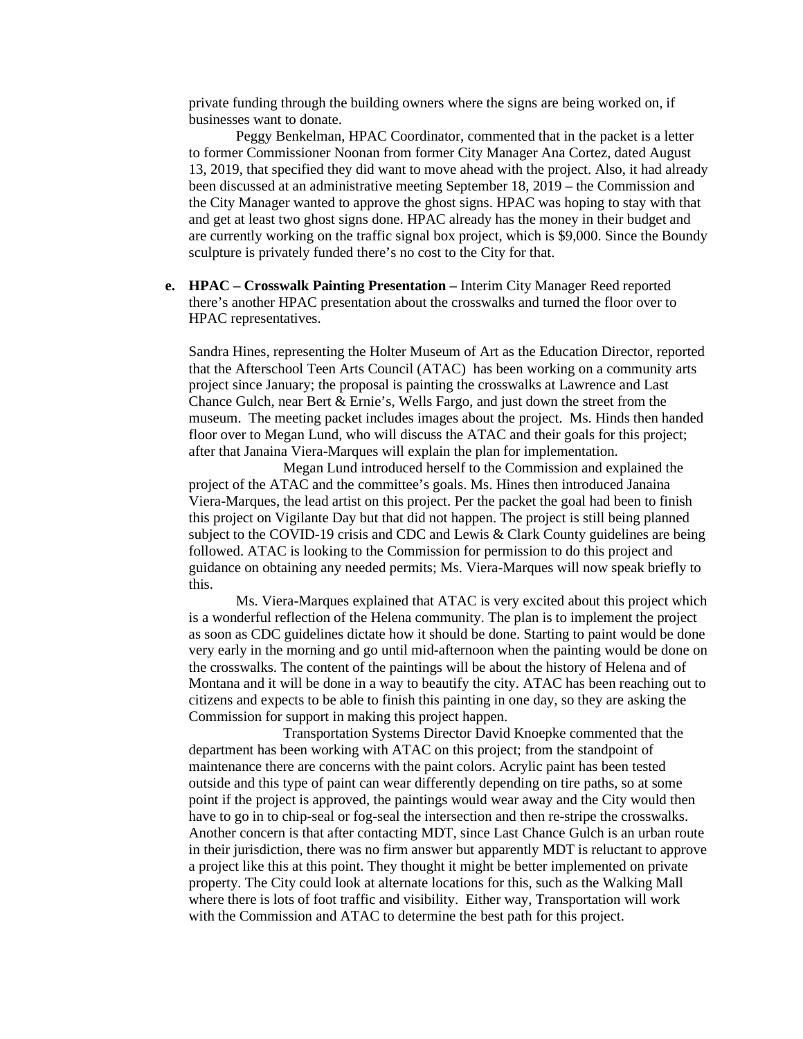private funding through the building owners where the signs are being worked on, if businesses want to donate.

Peggy Benkelman, HPAC Coordinator, commented that in the packet is a letter to former Commissioner Noonan from former City Manager Ana Cortez, dated August 13, 2019, that specified they did want to move ahead with the project. Also, it had already been discussed at an administrative meeting September 18, 2019 – the Commission and the City Manager wanted to approve the ghost signs. HPAC was hoping to stay with that and get at least two ghost signs done. HPAC already has the money in their budget and are currently working on the traffic signal box project, which is $9,000. Since the Boundy sculpture is privately funded there's no cost to the City for that.

**e. HPAC – Crosswalk Painting Presentation –** Interim City Manager Reed reported there's another HPAC presentation about the crosswalks and turned the floor over to HPAC representatives.

Sandra Hines, representing the Holter Museum of Art as the Education Director, reported that the Afterschool Teen Arts Council (ATAC) has been working on a community arts project since January; the proposal is painting the crosswalks at Lawrence and Last Chance Gulch, near Bert & Ernie's, Wells Fargo, and just down the street from the museum. The meeting packet includes images about the project. Ms. Hinds then handed floor over to Megan Lund, who will discuss the ATAC and their goals for this project; after that Janaina Viera-Marques will explain the plan for implementation.

Megan Lund introduced herself to the Commission and explained the project of the ATAC and the committee's goals. Ms. Hines then introduced Janaina Viera-Marques, the lead artist on this project. Per the packet the goal had been to finish this project on Vigilante Day but that did not happen. The project is still being planned subject to the COVID-19 crisis and CDC and Lewis & Clark County guidelines are being followed. ATAC is looking to the Commission for permission to do this project and guidance on obtaining any needed permits; Ms. Viera-Marques will now speak briefly to this.

Ms. Viera-Marques explained that ATAC is very excited about this project which is a wonderful reflection of the Helena community. The plan is to implement the project as soon as CDC guidelines dictate how it should be done. Starting to paint would be done very early in the morning and go until mid-afternoon when the painting would be done on the crosswalks. The content of the paintings will be about the history of Helena and of Montana and it will be done in a way to beautify the city. ATAC has been reaching out to citizens and expects to be able to finish this painting in one day, so they are asking the Commission for support in making this project happen.

Transportation Systems Director David Knoepke commented that the department has been working with ATAC on this project; from the standpoint of maintenance there are concerns with the paint colors. Acrylic paint has been tested outside and this type of paint can wear differently depending on tire paths, so at some point if the project is approved, the paintings would wear away and the City would then have to go in to chip-seal or fog-seal the intersection and then re-stripe the crosswalks. Another concern is that after contacting MDT, since Last Chance Gulch is an urban route in their jurisdiction, there was no firm answer but apparently MDT is reluctant to approve a project like this at this point. They thought it might be better implemented on private property. The City could look at alternate locations for this, such as the Walking Mall where there is lots of foot traffic and visibility. Either way, Transportation will work with the Commission and ATAC to determine the best path for this project.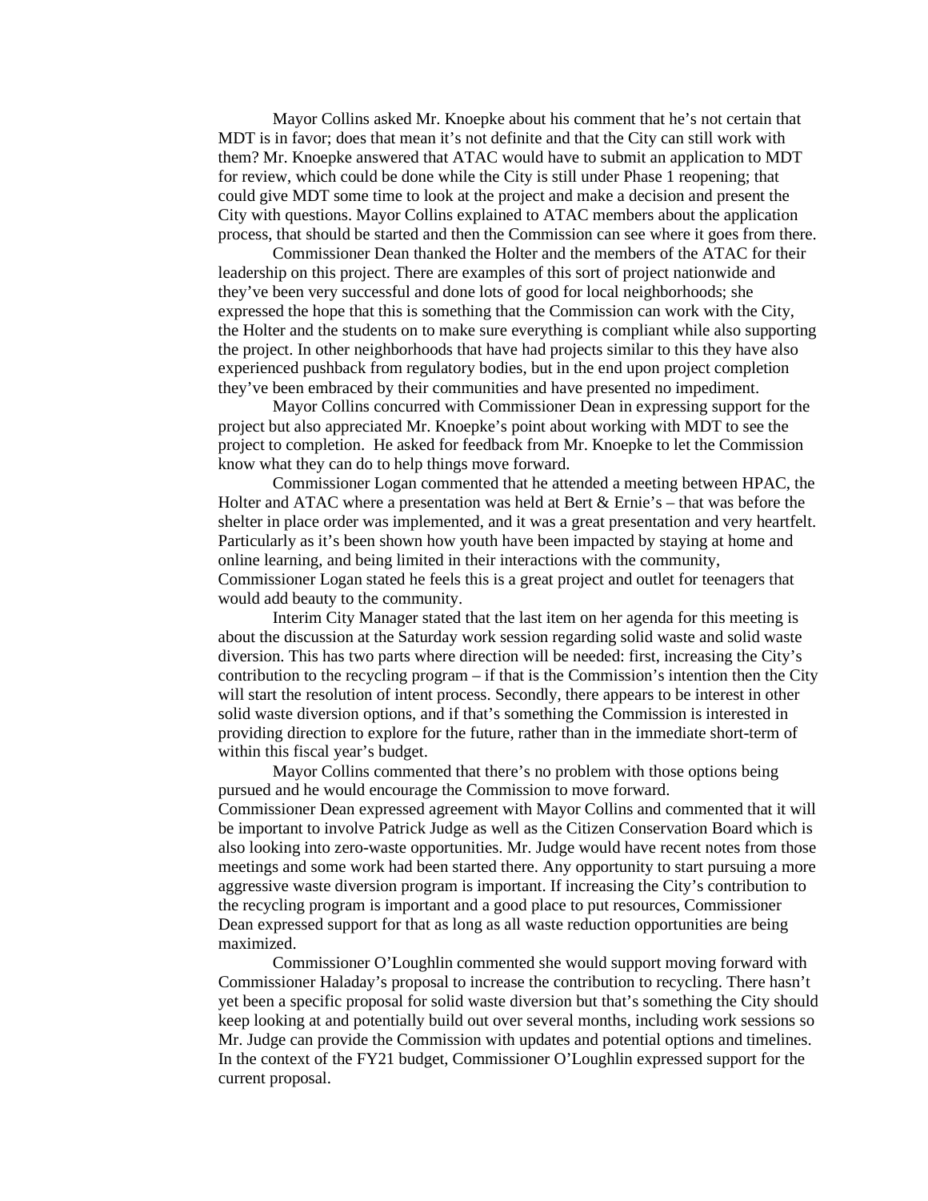Mayor Collins asked Mr. Knoepke about his comment that he's not certain that MDT is in favor; does that mean it's not definite and that the City can still work with them? Mr. Knoepke answered that ATAC would have to submit an application to MDT for review, which could be done while the City is still under Phase 1 reopening; that could give MDT some time to look at the project and make a decision and present the City with questions. Mayor Collins explained to ATAC members about the application process, that should be started and then the Commission can see where it goes from there.

Commissioner Dean thanked the Holter and the members of the ATAC for their leadership on this project. There are examples of this sort of project nationwide and they've been very successful and done lots of good for local neighborhoods; she expressed the hope that this is something that the Commission can work with the City, the Holter and the students on to make sure everything is compliant while also supporting the project. In other neighborhoods that have had projects similar to this they have also experienced pushback from regulatory bodies, but in the end upon project completion they've been embraced by their communities and have presented no impediment.

Mayor Collins concurred with Commissioner Dean in expressing support for the project but also appreciated Mr. Knoepke's point about working with MDT to see the project to completion. He asked for feedback from Mr. Knoepke to let the Commission know what they can do to help things move forward.

Commissioner Logan commented that he attended a meeting between HPAC, the Holter and ATAC where a presentation was held at Bert & Ernie's – that was before the shelter in place order was implemented, and it was a great presentation and very heartfelt. Particularly as it's been shown how youth have been impacted by staying at home and online learning, and being limited in their interactions with the community, Commissioner Logan stated he feels this is a great project and outlet for teenagers that would add beauty to the community.

Interim City Manager stated that the last item on her agenda for this meeting is about the discussion at the Saturday work session regarding solid waste and solid waste diversion. This has two parts where direction will be needed: first, increasing the City's contribution to the recycling program – if that is the Commission's intention then the City will start the resolution of intent process. Secondly, there appears to be interest in other solid waste diversion options, and if that's something the Commission is interested in providing direction to explore for the future, rather than in the immediate short-term of within this fiscal year's budget.

Mayor Collins commented that there's no problem with those options being pursued and he would encourage the Commission to move forward.

Commissioner Dean expressed agreement with Mayor Collins and commented that it will be important to involve Patrick Judge as well as the Citizen Conservation Board which is also looking into zero-waste opportunities. Mr. Judge would have recent notes from those meetings and some work had been started there. Any opportunity to start pursuing a more aggressive waste diversion program is important. If increasing the City's contribution to the recycling program is important and a good place to put resources, Commissioner Dean expressed support for that as long as all waste reduction opportunities are being maximized.

Commissioner O'Loughlin commented she would support moving forward with Commissioner Haladay's proposal to increase the contribution to recycling. There hasn't yet been a specific proposal for solid waste diversion but that's something the City should keep looking at and potentially build out over several months, including work sessions so Mr. Judge can provide the Commission with updates and potential options and timelines. In the context of the FY21 budget, Commissioner O'Loughlin expressed support for the current proposal.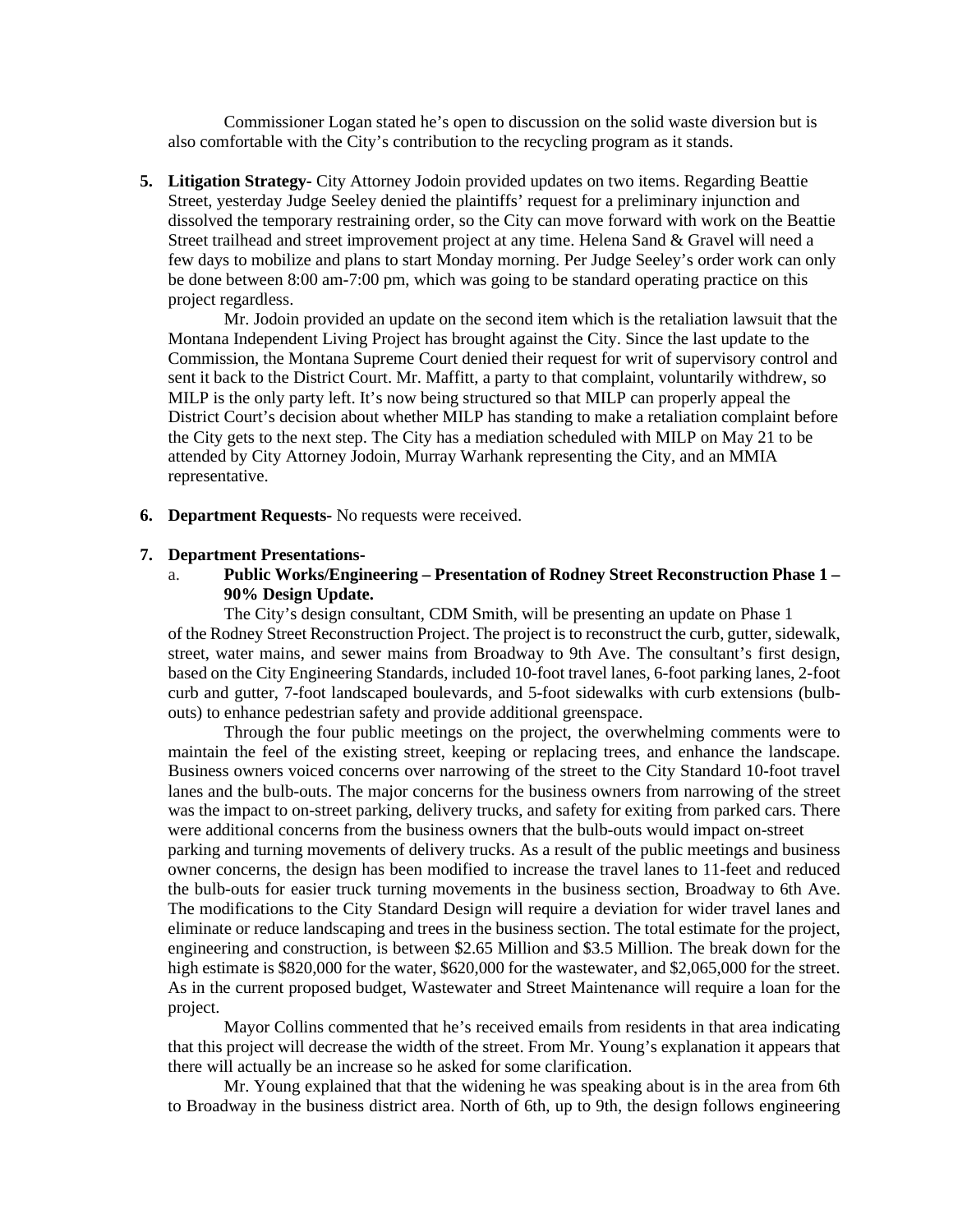Commissioner Logan stated he's open to discussion on the solid waste diversion but is also comfortable with the City's contribution to the recycling program as it stands.

5. **Litigation Strategy-** City Attorney Jodoin provided updates on two items. Regarding Beattie Street, yesterday Judge Seeley denied the plaintiffs' request for a preliminary injunction and dissolved the temporary restraining order, so the City can move forward with work on the Beattie Street trailhead and street improvement project at any time. Helena Sand & Gravel will need a few days to mobilize and plans to start Monday morning. Per Judge Seeley's order work can only be done between 8:00 am-7:00 pm, which was going to be standard operating practice on this project regardless.

   Mr. Jodoin provided an update on the second item which is the retaliation lawsuit that the Montana Independent Living Project has brought against the City. Since the last update to the Commission, the Montana Supreme Court denied their request for writ of supervisory control and sent it back to the District Court. Mr. Maffitt, a party to that complaint, voluntarily withdrew, so MILP is the only party left. It's now being structured so that MILP can properly appeal the District Court's decision about whether MILP has standing to make a retaliation complaint before the City gets to the next step. The City has a mediation scheduled with MILP on May 21 to be attended by City Attorney Jodoin, Murray Warhank representing the City, and an MMIA representative.

6. **Department Requests-** No requests were received.

7. **Department Presentations-**

   a. **Public Works/Engineering – Presentation of Rodney Street Reconstruction Phase 1 – 90% Design Update.**

The City's design consultant, CDM Smith, will be presenting an update on Phase 1 of the Rodney Street Reconstruction Project. The project is to reconstruct the curb, gutter, sidewalk, street, water mains, and sewer mains from Broadway to 9th Ave. The consultant's first design, based on the City Engineering Standards, included 10-foot travel lanes, 6-foot parking lanes, 2-foot curb and gutter, 7-foot landscaped boulevards, and 5-foot sidewalks with curb extensions (bulb-outs) to enhance pedestrian safety and provide additional greenspace.

Through the four public meetings on the project, the overwhelming comments were to maintain the feel of the existing street, keeping or replacing trees, and enhance the landscape. Business owners voiced concerns over narrowing of the street to the City Standard 10-foot travel lanes and the bulb-outs. The major concerns for the business owners from narrowing of the street was the impact to on-street parking, delivery trucks, and safety for exiting from parked cars. There were additional concerns from the business owners that the bulb-outs would impact on-street parking and turning movements of delivery trucks. As a result of the public meetings and business owner concerns, the design has been modified to increase the travel lanes to 11-feet and reduced the bulb-outs for easier truck turning movements in the business section, Broadway to 6th Ave. The modifications to the City Standard Design will require a deviation for wider travel lanes and eliminate or reduce landscaping and trees in the business section. The total estimate for the project, engineering and construction, is between \$2.65 Million and \$3.5 Million. The break down for the high estimate is \$820,000 for the water, \$620,000 for the wastewater, and \$2,065,000 for the street. As in the current proposed budget, Wastewater and Street Maintenance will require a loan for the project.

Mayor Collins commented that he's received emails from residents in that area indicating that this project will decrease the width of the street. From Mr. Young's explanation it appears that there will actually be an increase so he asked for some clarification.

Mr. Young explained that that the widening he was speaking about is in the area from 6th to Broadway in the business district area. North of 6th, up to 9th, the design follows engineering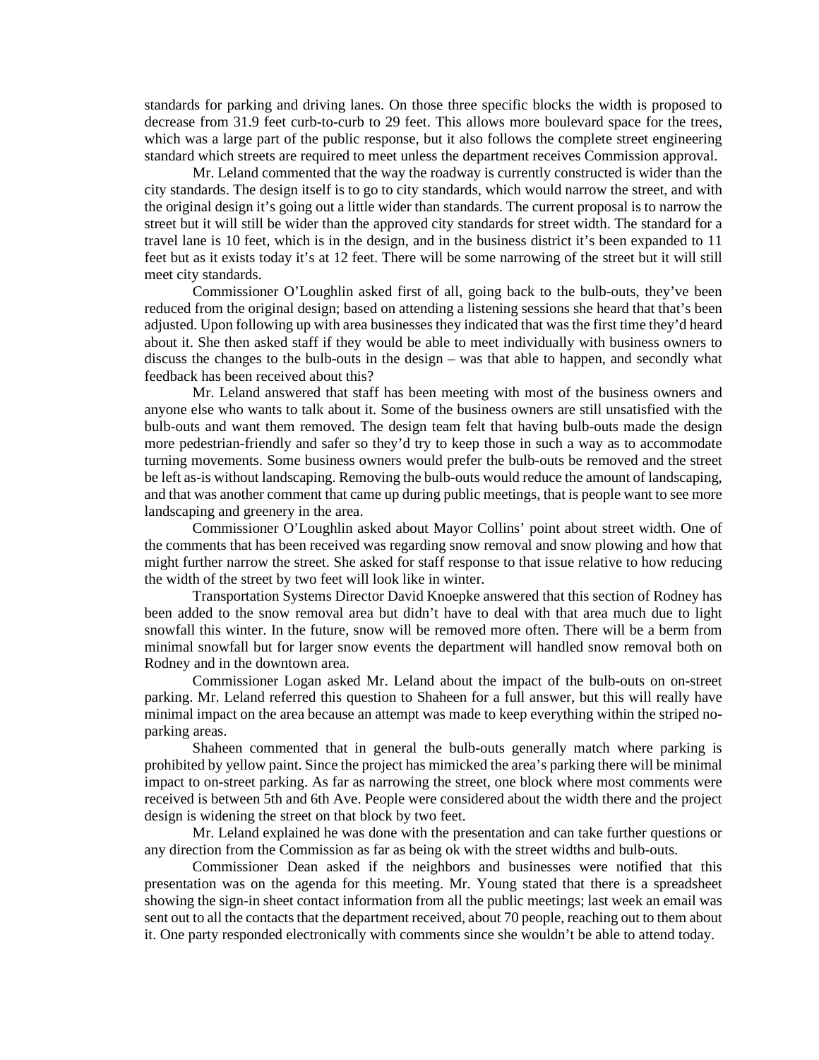standards for parking and driving lanes. On those three specific blocks the width is proposed to decrease from 31.9 feet curb-to-curb to 29 feet. This allows more boulevard space for the trees, which was a large part of the public response, but it also follows the complete street engineering standard which streets are required to meet unless the department receives Commission approval.

Mr. Leland commented that the way the roadway is currently constructed is wider than the city standards. The design itself is to go to city standards, which would narrow the street, and with the original design it's going out a little wider than standards. The current proposal is to narrow the street but it will still be wider than the approved city standards for street width. The standard for a travel lane is 10 feet, which is in the design, and in the business district it's been expanded to 11 feet but as it exists today it's at 12 feet. There will be some narrowing of the street but it will still meet city standards.

Commissioner O'Loughlin asked first of all, going back to the bulb-outs, they've been reduced from the original design; based on attending a listening sessions she heard that that's been adjusted. Upon following up with area businesses they indicated that was the first time they'd heard about it. She then asked staff if they would be able to meet individually with business owners to discuss the changes to the bulb-outs in the design – was that able to happen, and secondly what feedback has been received about this?

Mr. Leland answered that staff has been meeting with most of the business owners and anyone else who wants to talk about it. Some of the business owners are still unsatisfied with the bulb-outs and want them removed. The design team felt that having bulb-outs made the design more pedestrian-friendly and safer so they'd try to keep those in such a way as to accommodate turning movements. Some business owners would prefer the bulb-outs be removed and the street be left as-is without landscaping. Removing the bulb-outs would reduce the amount of landscaping, and that was another comment that came up during public meetings, that is people want to see more landscaping and greenery in the area.

Commissioner O'Loughlin asked about Mayor Collins' point about street width. One of the comments that has been received was regarding snow removal and snow plowing and how that might further narrow the street. She asked for staff response to that issue relative to how reducing the width of the street by two feet will look like in winter.

Transportation Systems Director David Knoepke answered that this section of Rodney has been added to the snow removal area but didn't have to deal with that area much due to light snowfall this winter. In the future, snow will be removed more often. There will be a berm from minimal snowfall but for larger snow events the department will handled snow removal both on Rodney and in the downtown area.

Commissioner Logan asked Mr. Leland about the impact of the bulb-outs on on-street parking. Mr. Leland referred this question to Shaheen for a full answer, but this will really have minimal impact on the area because an attempt was made to keep everything within the striped no-parking areas.

Shaheen commented that in general the bulb-outs generally match where parking is prohibited by yellow paint. Since the project has mimicked the area's parking there will be minimal impact to on-street parking. As far as narrowing the street, one block where most comments were received is between 5th and 6th Ave. People were considered about the width there and the project design is widening the street on that block by two feet.

Mr. Leland explained he was done with the presentation and can take further questions or any direction from the Commission as far as being ok with the street widths and bulb-outs.

Commissioner Dean asked if the neighbors and businesses were notified that this presentation was on the agenda for this meeting. Mr. Young stated that there is a spreadsheet showing the sign-in sheet contact information from all the public meetings; last week an email was sent out to all the contacts that the department received, about 70 people, reaching out to them about it. One party responded electronically with comments since she wouldn't be able to attend today.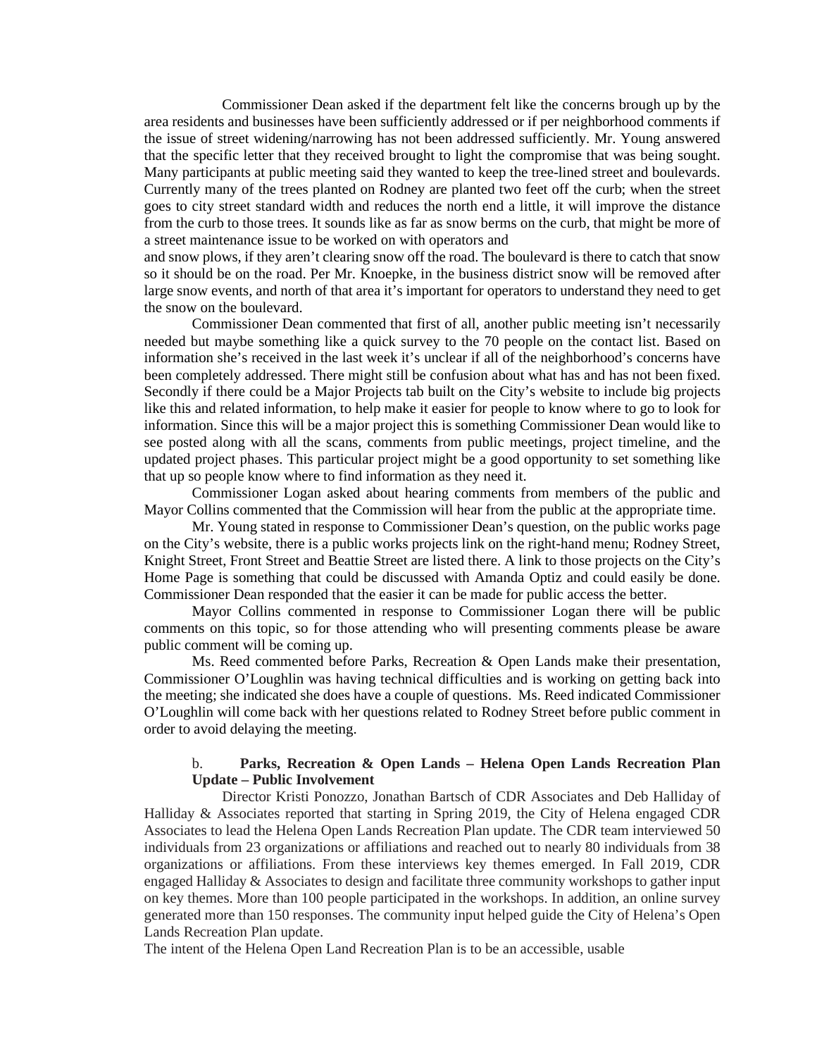Commissioner Dean asked if the department felt like the concerns brough up by the area residents and businesses have been sufficiently addressed or if per neighborhood comments if the issue of street widening/narrowing has not been addressed sufficiently. Mr. Young answered that the specific letter that they received brought to light the compromise that was being sought. Many participants at public meeting said they wanted to keep the tree-lined street and boulevards. Currently many of the trees planted on Rodney are planted two feet off the curb; when the street goes to city street standard width and reduces the north end a little, it will improve the distance from the curb to those trees. It sounds like as far as snow berms on the curb, that might be more of a street maintenance issue to be worked on with operators and
and snow plows, if they aren't clearing snow off the road. The boulevard is there to catch that snow so it should be on the road. Per Mr. Knoepke, in the business district snow will be removed after large snow events, and north of that area it's important for operators to understand they need to get the snow on the boulevard.

Commissioner Dean commented that first of all, another public meeting isn't necessarily needed but maybe something like a quick survey to the 70 people on the contact list. Based on information she's received in the last week it's unclear if all of the neighborhood's concerns have been completely addressed. There might still be confusion about what has and has not been fixed. Secondly if there could be a Major Projects tab built on the City's website to include big projects like this and related information, to help make it easier for people to know where to go to look for information. Since this will be a major project this is something Commissioner Dean would like to see posted along with all the scans, comments from public meetings, project timeline, and the updated project phases. This particular project might be a good opportunity to set something like that up so people know where to find information as they need it.

Commissioner Logan asked about hearing comments from members of the public and Mayor Collins commented that the Commission will hear from the public at the appropriate time.

Mr. Young stated in response to Commissioner Dean's question, on the public works page on the City's website, there is a public works projects link on the right-hand menu; Rodney Street, Knight Street, Front Street and Beattie Street are listed there. A link to those projects on the City's Home Page is something that could be discussed with Amanda Optiz and could easily be done. Commissioner Dean responded that the easier it can be made for public access the better.

Mayor Collins commented in response to Commissioner Logan there will be public comments on this topic, so for those attending who will presenting comments please be aware public comment will be coming up.

Ms. Reed commented before Parks, Recreation & Open Lands make their presentation, Commissioner O'Loughlin was having technical difficulties and is working on getting back into the meeting; she indicated she does have a couple of questions. Ms. Reed indicated Commissioner O'Loughlin will come back with her questions related to Rodney Street before public comment in order to avoid delaying the meeting.

b. **Parks, Recreation & Open Lands – Helena Open Lands Recreation Plan Update – Public Involvement**

Director Kristi Ponozzo, Jonathan Bartsch of CDR Associates and Deb Halliday of Halliday & Associates reported that starting in Spring 2019, the City of Helena engaged CDR Associates to lead the Helena Open Lands Recreation Plan update. The CDR team interviewed 50 individuals from 23 organizations or affiliations and reached out to nearly 80 individuals from 38 organizations or affiliations. From these interviews key themes emerged. In Fall 2019, CDR engaged Halliday & Associates to design and facilitate three community workshops to gather input on key themes. More than 100 people participated in the workshops. In addition, an online survey generated more than 150 responses. The community input helped guide the City of Helena's Open Lands Recreation Plan update.

The intent of the Helena Open Land Recreation Plan is to be an accessible, usable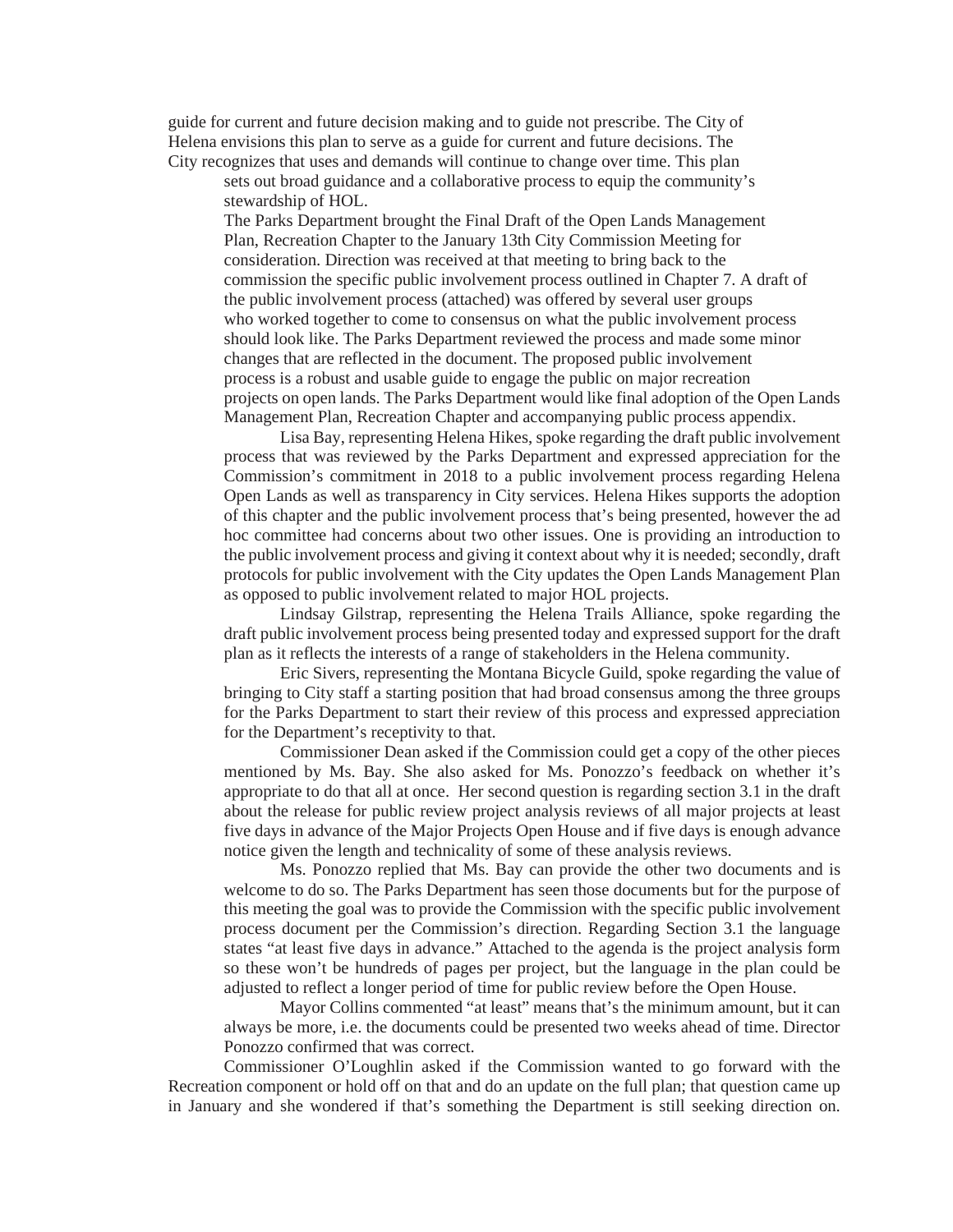guide for current and future decision making and to guide not prescribe. The City of Helena envisions this plan to serve as a guide for current and future decisions. The City recognizes that uses and demands will continue to change over time. This plan sets out broad guidance and a collaborative process to equip the community's stewardship of HOL.

The Parks Department brought the Final Draft of the Open Lands Management Plan, Recreation Chapter to the January 13th City Commission Meeting for consideration. Direction was received at that meeting to bring back to the commission the specific public involvement process outlined in Chapter 7. A draft of the public involvement process (attached) was offered by several user groups who worked together to come to consensus on what the public involvement process should look like. The Parks Department reviewed the process and made some minor changes that are reflected in the document. The proposed public involvement process is a robust and usable guide to engage the public on major recreation projects on open lands. The Parks Department would like final adoption of the Open Lands Management Plan, Recreation Chapter and accompanying public process appendix.

Lisa Bay, representing Helena Hikes, spoke regarding the draft public involvement process that was reviewed by the Parks Department and expressed appreciation for the Commission's commitment in 2018 to a public involvement process regarding Helena Open Lands as well as transparency in City services. Helena Hikes supports the adoption of this chapter and the public involvement process that's being presented, however the ad hoc committee had concerns about two other issues. One is providing an introduction to the public involvement process and giving it context about why it is needed; secondly, draft protocols for public involvement with the City updates the Open Lands Management Plan as opposed to public involvement related to major HOL projects.

Lindsay Gilstrap, representing the Helena Trails Alliance, spoke regarding the draft public involvement process being presented today and expressed support for the draft plan as it reflects the interests of a range of stakeholders in the Helena community.

Eric Sivers, representing the Montana Bicycle Guild, spoke regarding the value of bringing to City staff a starting position that had broad consensus among the three groups for the Parks Department to start their review of this process and expressed appreciation for the Department's receptivity to that.

Commissioner Dean asked if the Commission could get a copy of the other pieces mentioned by Ms. Bay. She also asked for Ms. Ponozzo's feedback on whether it's appropriate to do that all at once. Her second question is regarding section 3.1 in the draft about the release for public review project analysis reviews of all major projects at least five days in advance of the Major Projects Open House and if five days is enough advance notice given the length and technicality of some of these analysis reviews.

Ms. Ponozzo replied that Ms. Bay can provide the other two documents and is welcome to do so. The Parks Department has seen those documents but for the purpose of this meeting the goal was to provide the Commission with the specific public involvement process document per the Commission's direction. Regarding Section 3.1 the language states "at least five days in advance." Attached to the agenda is the project analysis form so these won't be hundreds of pages per project, but the language in the plan could be adjusted to reflect a longer period of time for public review before the Open House.

Mayor Collins commented "at least" means that's the minimum amount, but it can always be more, i.e. the documents could be presented two weeks ahead of time. Director Ponozzo confirmed that was correct.

Commissioner O'Loughlin asked if the Commission wanted to go forward with the Recreation component or hold off on that and do an update on the full plan; that question came up in January and she wondered if that's something the Department is still seeking direction on.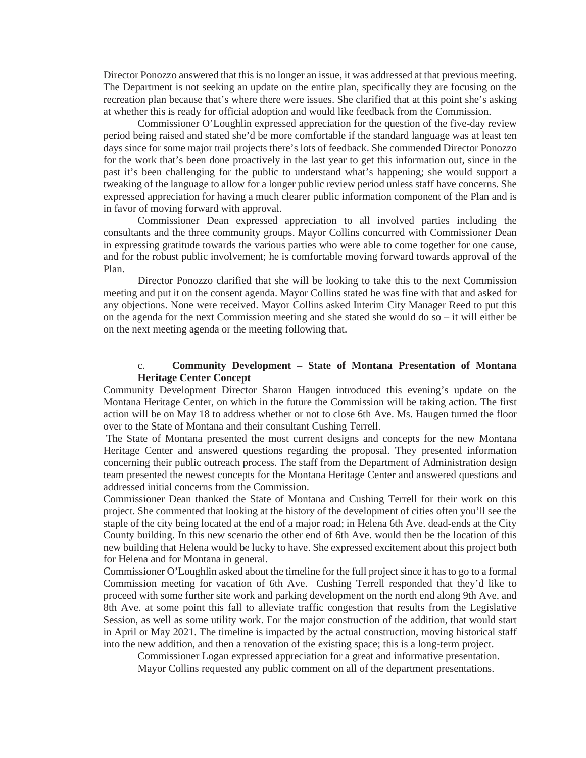Director Ponozzo answered that this is no longer an issue, it was addressed at that previous meeting. The Department is not seeking an update on the entire plan, specifically they are focusing on the recreation plan because that's where there were issues. She clarified that at this point she's asking at whether this is ready for official adoption and would like feedback from the Commission.

Commissioner O'Loughlin expressed appreciation for the question of the five-day review period being raised and stated she'd be more comfortable if the standard language was at least ten days since for some major trail projects there's lots of feedback. She commended Director Ponozzo for the work that's been done proactively in the last year to get this information out, since in the past it's been challenging for the public to understand what's happening; she would support a tweaking of the language to allow for a longer public review period unless staff have concerns. She expressed appreciation for having a much clearer public information component of the Plan and is in favor of moving forward with approval.

Commissioner Dean expressed appreciation to all involved parties including the consultants and the three community groups. Mayor Collins concurred with Commissioner Dean in expressing gratitude towards the various parties who were able to come together for one cause, and for the robust public involvement; he is comfortable moving forward towards approval of the Plan.

Director Ponozzo clarified that she will be looking to take this to the next Commission meeting and put it on the consent agenda. Mayor Collins stated he was fine with that and asked for any objections. None were received. Mayor Collins asked Interim City Manager Reed to put this on the agenda for the next Commission meeting and she stated she would do so – it will either be on the next meeting agenda or the meeting following that.

c. **Community Development – State of Montana Presentation of Montana Heritage Center Concept**

Community Development Director Sharon Haugen introduced this evening's update on the Montana Heritage Center, on which in the future the Commission will be taking action. The first action will be on May 18 to address whether or not to close 6th Ave. Ms. Haugen turned the floor over to the State of Montana and their consultant Cushing Terrell.

The State of Montana presented the most current designs and concepts for the new Montana Heritage Center and answered questions regarding the proposal. They presented information concerning their public outreach process. The staff from the Department of Administration design team presented the newest concepts for the Montana Heritage Center and answered questions and addressed initial concerns from the Commission.

Commissioner Dean thanked the State of Montana and Cushing Terrell for their work on this project. She commented that looking at the history of the development of cities often you'll see the staple of the city being located at the end of a major road; in Helena 6th Ave. dead-ends at the City County building. In this new scenario the other end of 6th Ave. would then be the location of this new building that Helena would be lucky to have. She expressed excitement about this project both for Helena and for Montana in general.

Commissioner O'Loughlin asked about the timeline for the full project since it has to go to a formal Commission meeting for vacation of 6th Ave. Cushing Terrell responded that they'd like to proceed with some further site work and parking development on the north end along 9th Ave. and 8th Ave. at some point this fall to alleviate traffic congestion that results from the Legislative Session, as well as some utility work. For the major construction of the addition, that would start in April or May 2021. The timeline is impacted by the actual construction, moving historical staff into the new addition, and then a renovation of the existing space; this is a long-term project.

Commissioner Logan expressed appreciation for a great and informative presentation.

Mayor Collins requested any public comment on all of the department presentations.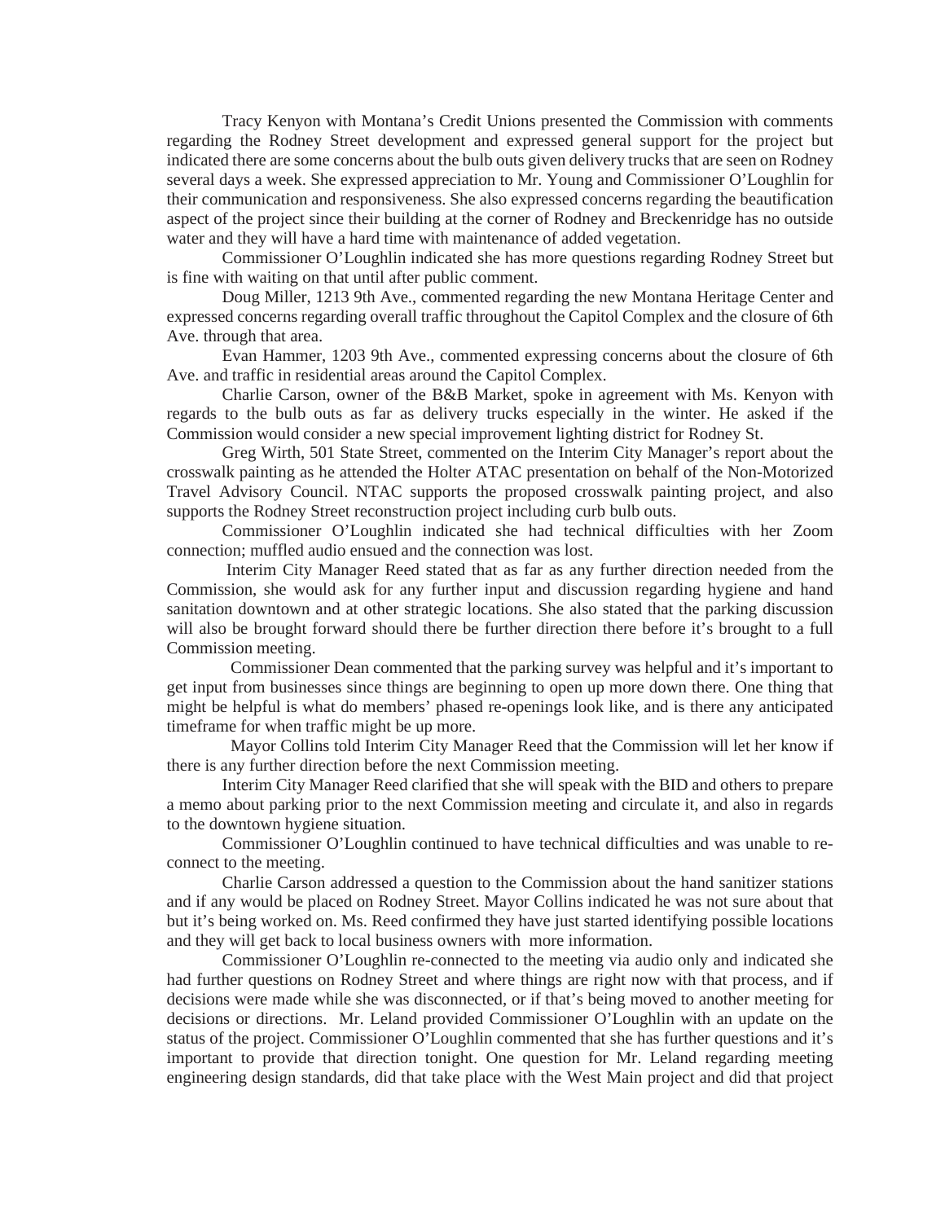Tracy Kenyon with Montana's Credit Unions presented the Commission with comments regarding the Rodney Street development and expressed general support for the project but indicated there are some concerns about the bulb outs given delivery trucks that are seen on Rodney several days a week. She expressed appreciation to Mr. Young and Commissioner O'Loughlin for their communication and responsiveness. She also expressed concerns regarding the beautification aspect of the project since their building at the corner of Rodney and Breckenridge has no outside water and they will have a hard time with maintenance of added vegetation.

Commissioner O'Loughlin indicated she has more questions regarding Rodney Street but is fine with waiting on that until after public comment.

Doug Miller, 1213 9th Ave., commented regarding the new Montana Heritage Center and expressed concerns regarding overall traffic throughout the Capitol Complex and the closure of 6th Ave. through that area.

Evan Hammer, 1203 9th Ave., commented expressing concerns about the closure of 6th Ave. and traffic in residential areas around the Capitol Complex.

Charlie Carson, owner of the B&B Market, spoke in agreement with Ms. Kenyon with regards to the bulb outs as far as delivery trucks especially in the winter. He asked if the Commission would consider a new special improvement lighting district for Rodney St.

Greg Wirth, 501 State Street, commented on the Interim City Manager's report about the crosswalk painting as he attended the Holter ATAC presentation on behalf of the Non-Motorized Travel Advisory Council. NTAC supports the proposed crosswalk painting project, and also supports the Rodney Street reconstruction project including curb bulb outs.

Commissioner O'Loughlin indicated she had technical difficulties with her Zoom connection; muffled audio ensued and the connection was lost.

Interim City Manager Reed stated that as far as any further direction needed from the Commission, she would ask for any further input and discussion regarding hygiene and hand sanitation downtown and at other strategic locations. She also stated that the parking discussion will also be brought forward should there be further direction there before it's brought to a full Commission meeting.

Commissioner Dean commented that the parking survey was helpful and it's important to get input from businesses since things are beginning to open up more down there. One thing that might be helpful is what do members' phased re-openings look like, and is there any anticipated timeframe for when traffic might be up more.

Mayor Collins told Interim City Manager Reed that the Commission will let her know if there is any further direction before the next Commission meeting.

Interim City Manager Reed clarified that she will speak with the BID and others to prepare a memo about parking prior to the next Commission meeting and circulate it, and also in regards to the downtown hygiene situation.

Commissioner O'Loughlin continued to have technical difficulties and was unable to re-connect to the meeting.

Charlie Carson addressed a question to the Commission about the hand sanitizer stations and if any would be placed on Rodney Street. Mayor Collins indicated he was not sure about that but it's being worked on. Ms. Reed confirmed they have just started identifying possible locations and they will get back to local business owners with more information.

Commissioner O'Loughlin re-connected to the meeting via audio only and indicated she had further questions on Rodney Street and where things are right now with that process, and if decisions were made while she was disconnected, or if that's being moved to another meeting for decisions or directions. Mr. Leland provided Commissioner O'Loughlin with an update on the status of the project. Commissioner O'Loughlin commented that she has further questions and it's important to provide that direction tonight. One question for Mr. Leland regarding meeting engineering design standards, did that take place with the West Main project and did that project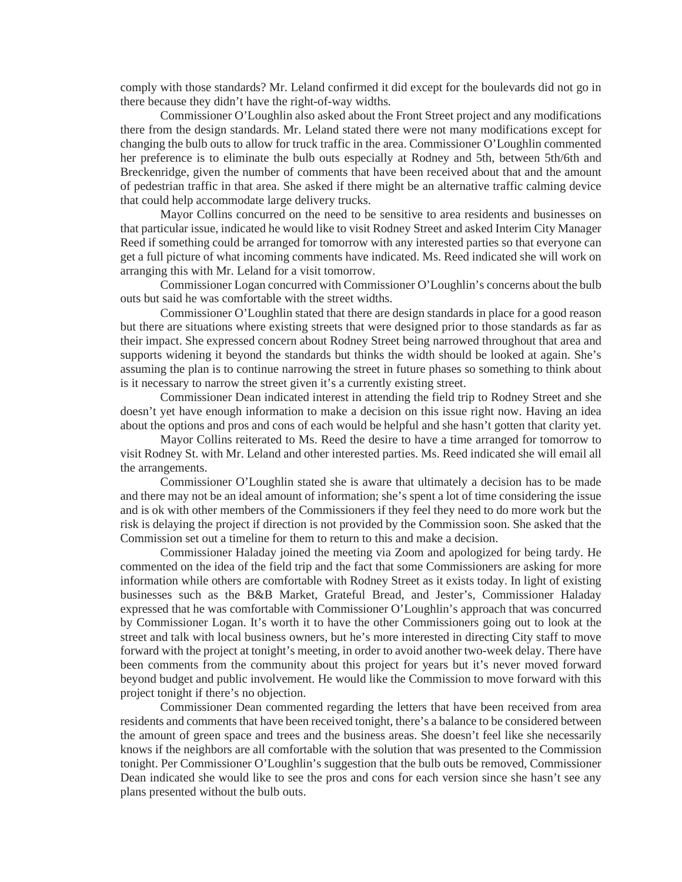comply with those standards? Mr. Leland confirmed it did except for the boulevards did not go in there because they didn't have the right-of-way widths.

Commissioner O'Loughlin also asked about the Front Street project and any modifications there from the design standards. Mr. Leland stated there were not many modifications except for changing the bulb outs to allow for truck traffic in the area. Commissioner O'Loughlin commented her preference is to eliminate the bulb outs especially at Rodney and 5th, between 5th/6th and Breckenridge, given the number of comments that have been received about that and the amount of pedestrian traffic in that area. She asked if there might be an alternative traffic calming device that could help accommodate large delivery trucks.

Mayor Collins concurred on the need to be sensitive to area residents and businesses on that particular issue, indicated he would like to visit Rodney Street and asked Interim City Manager Reed if something could be arranged for tomorrow with any interested parties so that everyone can get a full picture of what incoming comments have indicated. Ms. Reed indicated she will work on arranging this with Mr. Leland for a visit tomorrow.

Commissioner Logan concurred with Commissioner O'Loughlin's concerns about the bulb outs but said he was comfortable with the street widths.

Commissioner O'Loughlin stated that there are design standards in place for a good reason but there are situations where existing streets that were designed prior to those standards as far as their impact. She expressed concern about Rodney Street being narrowed throughout that area and supports widening it beyond the standards but thinks the width should be looked at again. She's assuming the plan is to continue narrowing the street in future phases so something to think about is it necessary to narrow the street given it's a currently existing street.

Commissioner Dean indicated interest in attending the field trip to Rodney Street and she doesn't yet have enough information to make a decision on this issue right now. Having an idea about the options and pros and cons of each would be helpful and she hasn't gotten that clarity yet.

Mayor Collins reiterated to Ms. Reed the desire to have a time arranged for tomorrow to visit Rodney St. with Mr. Leland and other interested parties. Ms. Reed indicated she will email all the arrangements.

Commissioner O'Loughlin stated she is aware that ultimately a decision has to be made and there may not be an ideal amount of information; she's spent a lot of time considering the issue and is ok with other members of the Commissioners if they feel they need to do more work but the risk is delaying the project if direction is not provided by the Commission soon. She asked that the Commission set out a timeline for them to return to this and make a decision.

Commissioner Haladay joined the meeting via Zoom and apologized for being tardy. He commented on the idea of the field trip and the fact that some Commissioners are asking for more information while others are comfortable with Rodney Street as it exists today. In light of existing businesses such as the B&B Market, Grateful Bread, and Jester's, Commissioner Haladay expressed that he was comfortable with Commissioner O'Loughlin's approach that was concurred by Commissioner Logan. It's worth it to have the other Commissioners going out to look at the street and talk with local business owners, but he's more interested in directing City staff to move forward with the project at tonight's meeting, in order to avoid another two-week delay. There have been comments from the community about this project for years but it's never moved forward beyond budget and public involvement. He would like the Commission to move forward with this project tonight if there's no objection.

Commissioner Dean commented regarding the letters that have been received from area residents and comments that have been received tonight, there's a balance to be considered between the amount of green space and trees and the business areas. She doesn't feel like she necessarily knows if the neighbors are all comfortable with the solution that was presented to the Commission tonight. Per Commissioner O'Loughlin's suggestion that the bulb outs be removed, Commissioner Dean indicated she would like to see the pros and cons for each version since she hasn't see any plans presented without the bulb outs.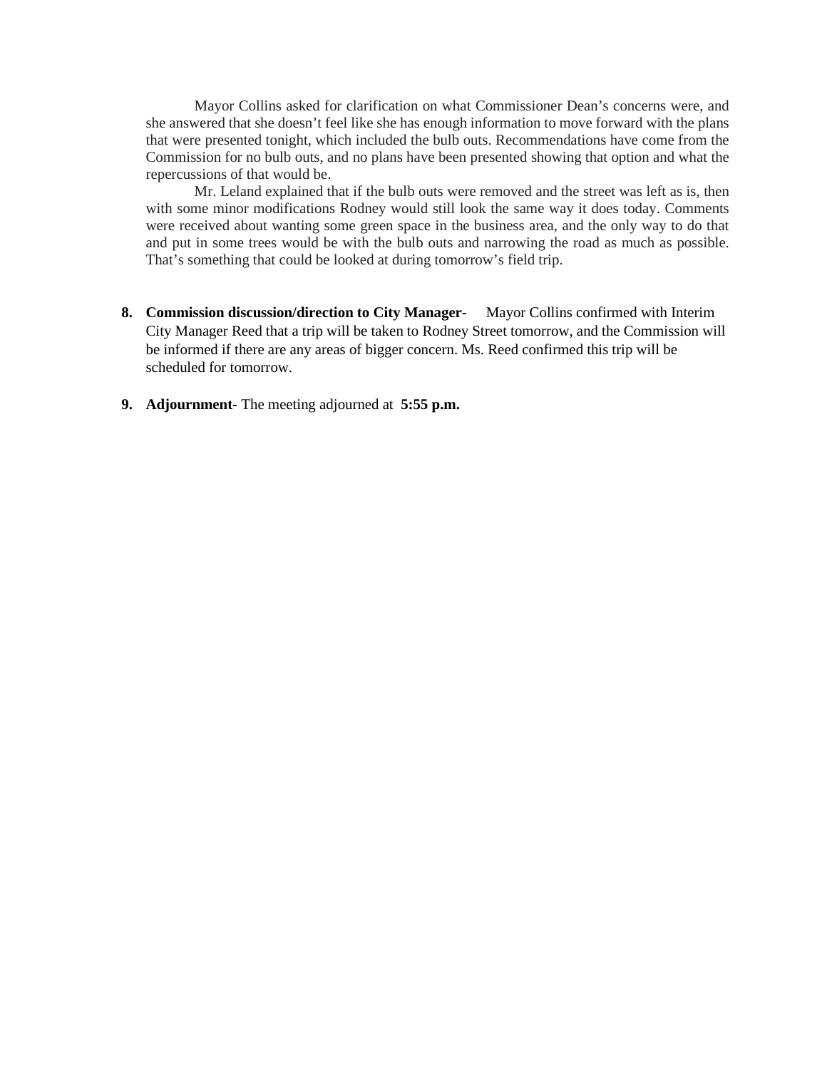Mayor Collins asked for clarification on what Commissioner Dean's concerns were, and she answered that she doesn't feel like she has enough information to move forward with the plans that were presented tonight, which included the bulb outs. Recommendations have come from the Commission for no bulb outs, and no plans have been presented showing that option and what the repercussions of that would be.

Mr. Leland explained that if the bulb outs were removed and the street was left as is, then with some minor modifications Rodney would still look the same way it does today. Comments were received about wanting some green space in the business area, and the only way to do that and put in some trees would be with the bulb outs and narrowing the road as much as possible. That's something that could be looked at during tomorrow's field trip.

8. **Commission discussion/direction to City Manager-** Mayor Collins confirmed with Interim City Manager Reed that a trip will be taken to Rodney Street tomorrow, and the Commission will be informed if there are any areas of bigger concern. Ms. Reed confirmed this trip will be scheduled for tomorrow.

9. **Adjournment-** The meeting adjourned at **5:55 p.m.**